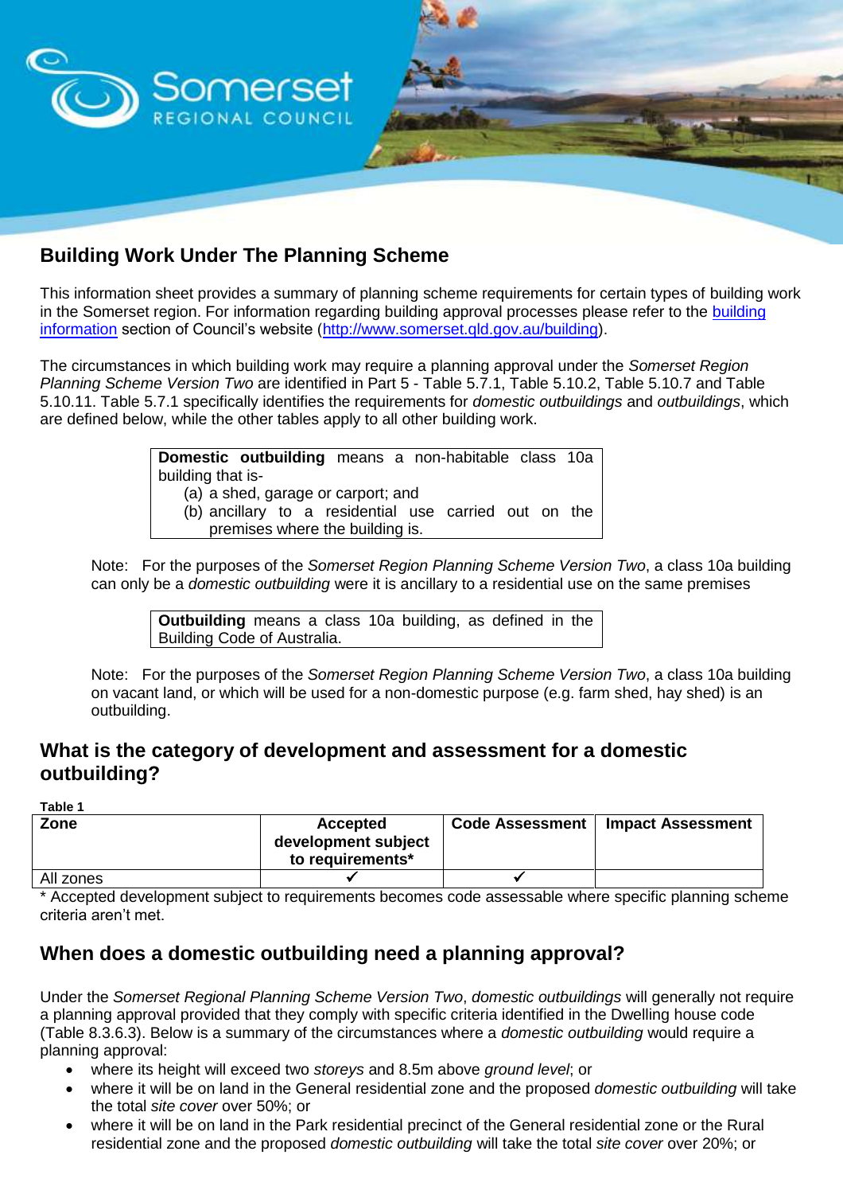## Building Work Under The Planning Scheme

This information sheet provides a summary of planning scheme requirements for certain types of building work in the Somerset region. For information regarding building approval processes please refer to the building information section of Council's website (http://www.somerset.qld.gov.au/building).

The circumstances in which building work may require a planning approval under the *Somerset Region Planning Scheme Version Two* are identified in Part 5 - Table 5.7.1, Table 5.10.2, Table 5.10.7 and Table 5.10.11. Table 5.7.1 specifically identifies the requirements for *domestic outbuildings* and *outbuildings*, which are defined below, while the other tables apply to all other building work.

> **Domestic outbuilding** means a non-habitable class 10a building that is-
> (a) a shed, garage or carport; and
> (b) ancillary to a residential use carried out on the premises where the building is.

Note: For the purposes of the *Somerset Region Planning Scheme Version Two*, a class 10a building can only be a *domestic outbuilding* were it is ancillary to a residential use on the same premises

> **Outbuilding** means a class 10a building, as defined in the Building Code of Australia.

Note: For the purposes of the *Somerset Region Planning Scheme Version Two*, a class 10a building on vacant land, or which will be used for a non-domestic purpose (e.g. farm shed, hay shed) is an outbuilding.

## What is the category of development and assessment for a domestic outbuilding?

**Table 1**

| Zone | Accepted development subject to requirements* | Code Assessment | Impact Assessment |
|---|---|---|---|
| All zones | ✔ | ✔ | |

\* Accepted development subject to requirements becomes code assessable where specific planning scheme criteria aren't met.

## When does a domestic outbuilding need a planning approval?

Under the *Somerset Regional Planning Scheme Version Two*, *domestic outbuildings* will generally not require a planning approval provided that they comply with specific criteria identified in the Dwelling house code (Table 8.3.6.3). Below is a summary of the circumstances where a *domestic outbuilding* would require a planning approval:

- where its height will exceed two *storeys* and 8.5m above *ground level*; or
- where it will be on land in the General residential zone and the proposed *domestic outbuilding* will take the total *site cover* over 50%; or
- where it will be on land in the Park residential precinct of the General residential zone or the Rural residential zone and the proposed *domestic outbuilding* will take the total *site cover* over 20%; or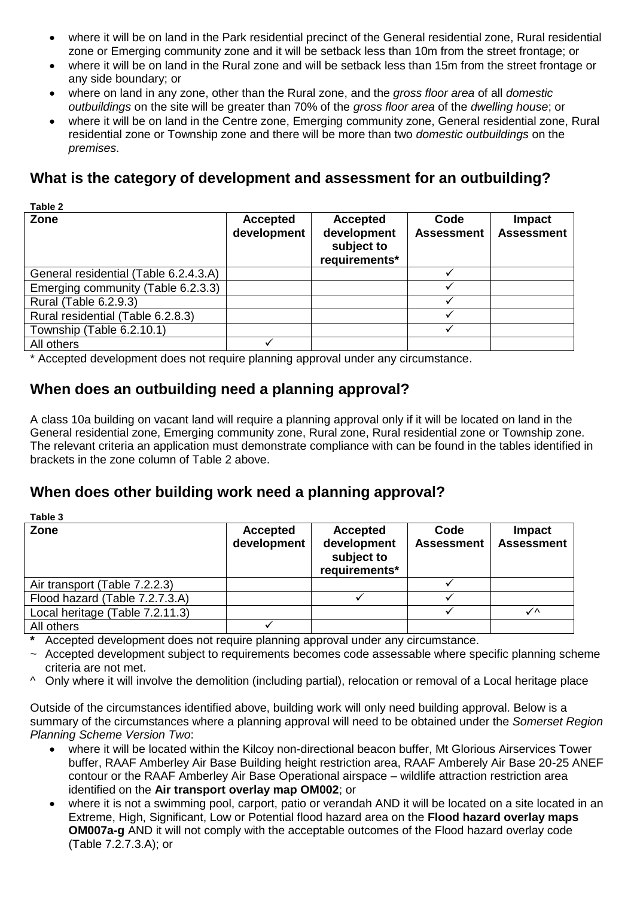- where it will be on land in the Park residential precinct of the General residential zone, Rural residential zone or Emerging community zone and it will be setback less than 10m from the street frontage; or
- where it will be on land in the Rural zone and will be setback less than 15m from the street frontage or any side boundary; or
- where on land in any zone, other than the Rural zone, and the *gross floor area* of all *domestic outbuildings* on the site will be greater than 70% of the *gross floor area* of the *dwelling house*; or
- where it will be on land in the Centre zone, Emerging community zone, General residential zone, Rural residential zone or Township zone and there will be more than two *domestic outbuildings* on the *premises*.

## What is the category of development and assessment for an outbuilding?

**Table 2**

| Zone | Accepted development | Accepted development subject to requirements* | Code Assessment | Impact Assessment |
|---|---|---|---|---|
| General residential (Table 6.2.4.3.A) | | | ✓ | |
| Emerging community (Table 6.2.3.3) | | | ✓ | |
| Rural (Table 6.2.9.3) | | | ✓ | |
| Rural residential (Table 6.2.8.3) | | | ✓ | |
| Township (Table 6.2.10.1) | | | ✓ | |
| All others | ✓ | | | |

* Accepted development does not require planning approval under any circumstance.

## When does an outbuilding need a planning approval?

A class 10a building on vacant land will require a planning approval only if it will be located on land in the General residential zone, Emerging community zone, Rural zone, Rural residential zone or Township zone. The relevant criteria an application must demonstrate compliance with can be found in the tables identified in brackets in the zone column of Table 2 above.

## When does other building work need a planning approval?

**Table 3**

| Zone | Accepted development | Accepted development subject to requirements* | Code Assessment | Impact Assessment |
|---|---|---|---|---|
| Air transport (Table 7.2.2.3) | | | ✓ | |
| Flood hazard (Table 7.2.7.3.A) | | ✓ | ✓ | |
| Local heritage (Table 7.2.11.3) | | | ✓ | ✓^ |
| All others | ✓ | | | |

**\*** Accepted development does not require planning approval under any circumstance.

~ Accepted development subject to requirements becomes code assessable where specific planning scheme criteria are not met.

^ Only where it will involve the demolition (including partial), relocation or removal of a Local heritage place

Outside of the circumstances identified above, building work will only need building approval. Below is a summary of the circumstances where a planning approval will need to be obtained under the *Somerset Region Planning Scheme Version Two*:

- where it will be located within the Kilcoy non-directional beacon buffer, Mt Glorious Airservices Tower buffer, RAAF Amberley Air Base Building height restriction area, RAAF Amberely Air Base 20-25 ANEF contour or the RAAF Amberley Air Base Operational airspace – wildlife attraction restriction area identified on the **Air transport overlay map OM002**; or
- where it is not a swimming pool, carport, patio or verandah AND it will be located on a site located in an Extreme, High, Significant, Low or Potential flood hazard area on the **Flood hazard overlay maps OM007a-g** AND it will not comply with the acceptable outcomes of the Flood hazard overlay code (Table 7.2.7.3.A); or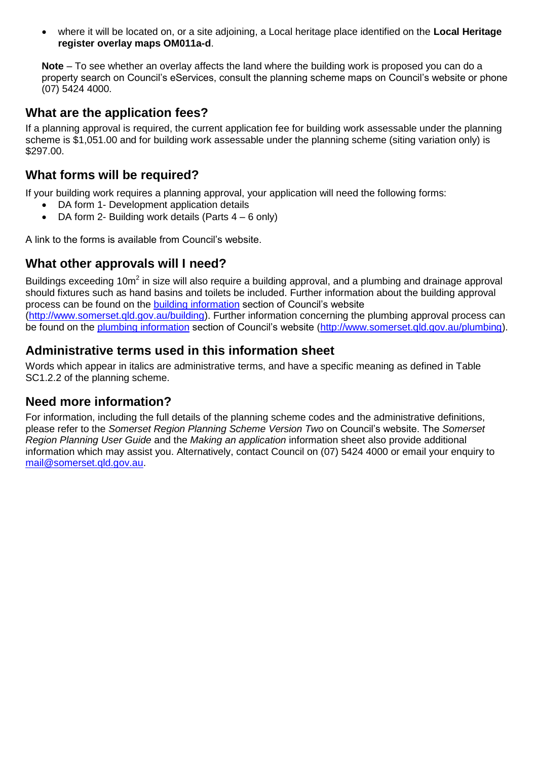- where it will be located on, or a site adjoining, a Local heritage place identified on the **Local Heritage register overlay maps OM011a-d**.

**Note** – To see whether an overlay affects the land where the building work is proposed you can do a property search on Council's eServices, consult the planning scheme maps on Council's website or phone (07) 5424 4000.

## What are the application fees?

If a planning approval is required, the current application fee for building work assessable under the planning scheme is $1,051.00 and for building work assessable under the planning scheme (siting variation only) is $297.00.

## What forms will be required?

If your building work requires a planning approval, your application will need the following forms:

- DA form 1- Development application details
- DA form 2- Building work details (Parts 4 – 6 only)

A link to the forms is available from Council's website.

## What other approvals will I need?

Buildings exceeding 10m$^2$ in size will also require a building approval, and a plumbing and drainage approval should fixtures such as hand basins and toilets be included. Further information about the building approval process can be found on the [building information](http://www.somerset.qld.gov.au/building) section of Council's website (http://www.somerset.qld.gov.au/building). Further information concerning the plumbing approval process can be found on the [plumbing information](http://www.somerset.qld.gov.au/plumbing) section of Council's website (http://www.somerset.qld.gov.au/plumbing).

## Administrative terms used in this information sheet

Words which appear in italics are administrative terms, and have a specific meaning as defined in Table SC1.2.2 of the planning scheme.

## Need more information?

For information, including the full details of the planning scheme codes and the administrative definitions, please refer to the *Somerset Region Planning Scheme Version Two* on Council's website. The *Somerset Region Planning User Guide* and the *Making an application* information sheet also provide additional information which may assist you. Alternatively, contact Council on (07) 5424 4000 or email your enquiry to mail@somerset.qld.gov.au.